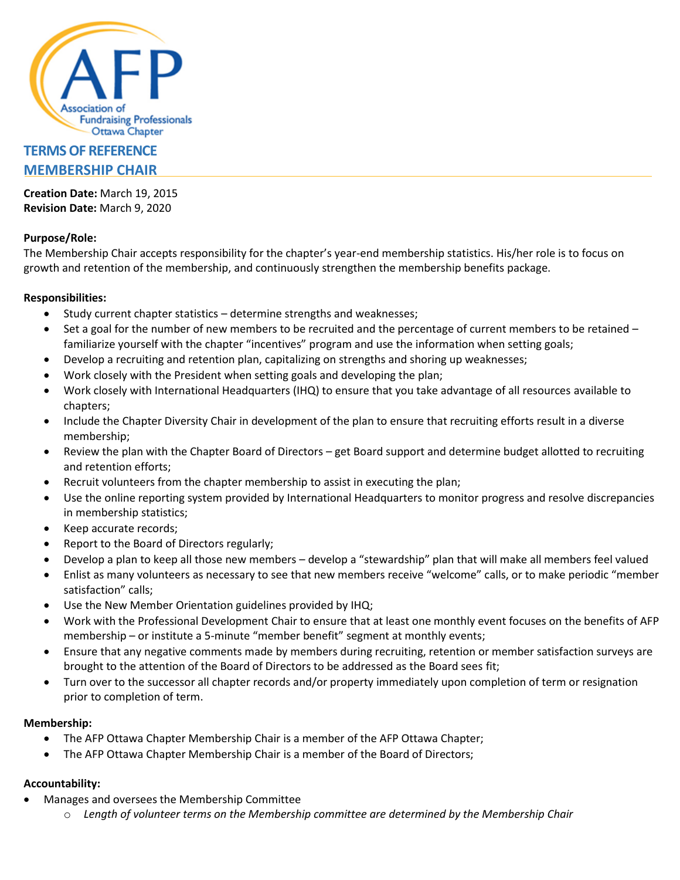# TERMS OF REFERENCE
# MEMBERSHIP CHAIR

**Creation Date:** March 19, 2015
**Revision Date:** March 9, 2020

**Purpose/Role:**
The Membership Chair accepts responsibility for the chapter's year-end membership statistics. His/her role is to focus on growth and retention of the membership, and continuously strengthen the membership benefits package.

**Responsibilities:**

- Study current chapter statistics – determine strengths and weaknesses;
- Set a goal for the number of new members to be recruited and the percentage of current members to be retained – familiarize yourself with the chapter "incentives" program and use the information when setting goals;
- Develop a recruiting and retention plan, capitalizing on strengths and shoring up weaknesses;
- Work closely with the President when setting goals and developing the plan;
- Work closely with International Headquarters (IHQ) to ensure that you take advantage of all resources available to chapters;
- Include the Chapter Diversity Chair in development of the plan to ensure that recruiting efforts result in a diverse membership;
- Review the plan with the Chapter Board of Directors – get Board support and determine budget allotted to recruiting and retention efforts;
- Recruit volunteers from the chapter membership to assist in executing the plan;
- Use the online reporting system provided by International Headquarters to monitor progress and resolve discrepancies in membership statistics;
- Keep accurate records;
- Report to the Board of Directors regularly;
- Develop a plan to keep all those new members – develop a "stewardship" plan that will make all members feel valued
- Enlist as many volunteers as necessary to see that new members receive "welcome" calls, or to make periodic "member satisfaction" calls;
- Use the New Member Orientation guidelines provided by IHQ;
- Work with the Professional Development Chair to ensure that at least one monthly event focuses on the benefits of AFP membership – or institute a 5-minute "member benefit" segment at monthly events;
- Ensure that any negative comments made by members during recruiting, retention or member satisfaction surveys are brought to the attention of the Board of Directors to be addressed as the Board sees fit;
- Turn over to the successor all chapter records and/or property immediately upon completion of term or resignation prior to completion of term.

**Membership:**

- The AFP Ottawa Chapter Membership Chair is a member of the AFP Ottawa Chapter;
- The AFP Ottawa Chapter Membership Chair is a member of the Board of Directors;

**Accountability:**

- Manages and oversees the Membership Committee
  - *Length of volunteer terms on the Membership committee are determined by the Membership Chair*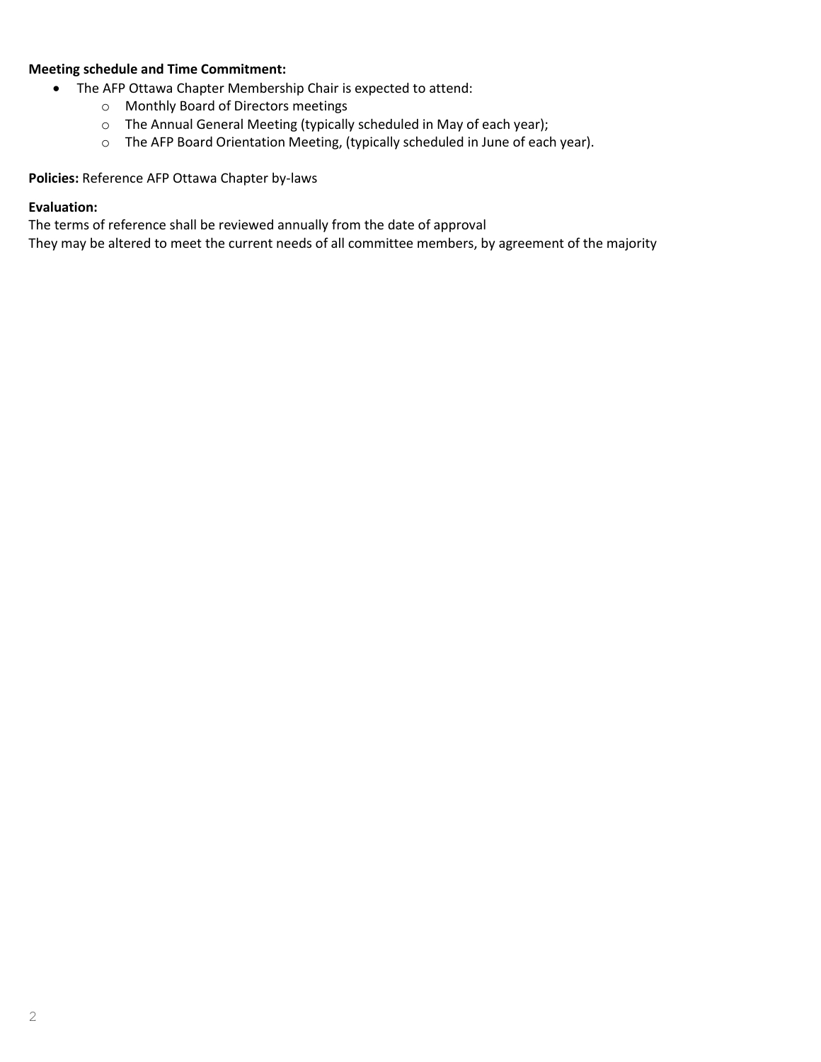**Meeting schedule and Time Commitment:**

- The AFP Ottawa Chapter Membership Chair is expected to attend:
  - Monthly Board of Directors meetings
  - The Annual General Meeting (typically scheduled in May of each year);
  - The AFP Board Orientation Meeting, (typically scheduled in June of each year).

**Policies:** Reference AFP Ottawa Chapter by-laws

**Evaluation:**

The terms of reference shall be reviewed annually from the date of approval

They may be altered to meet the current needs of all committee members, by agreement of the majority